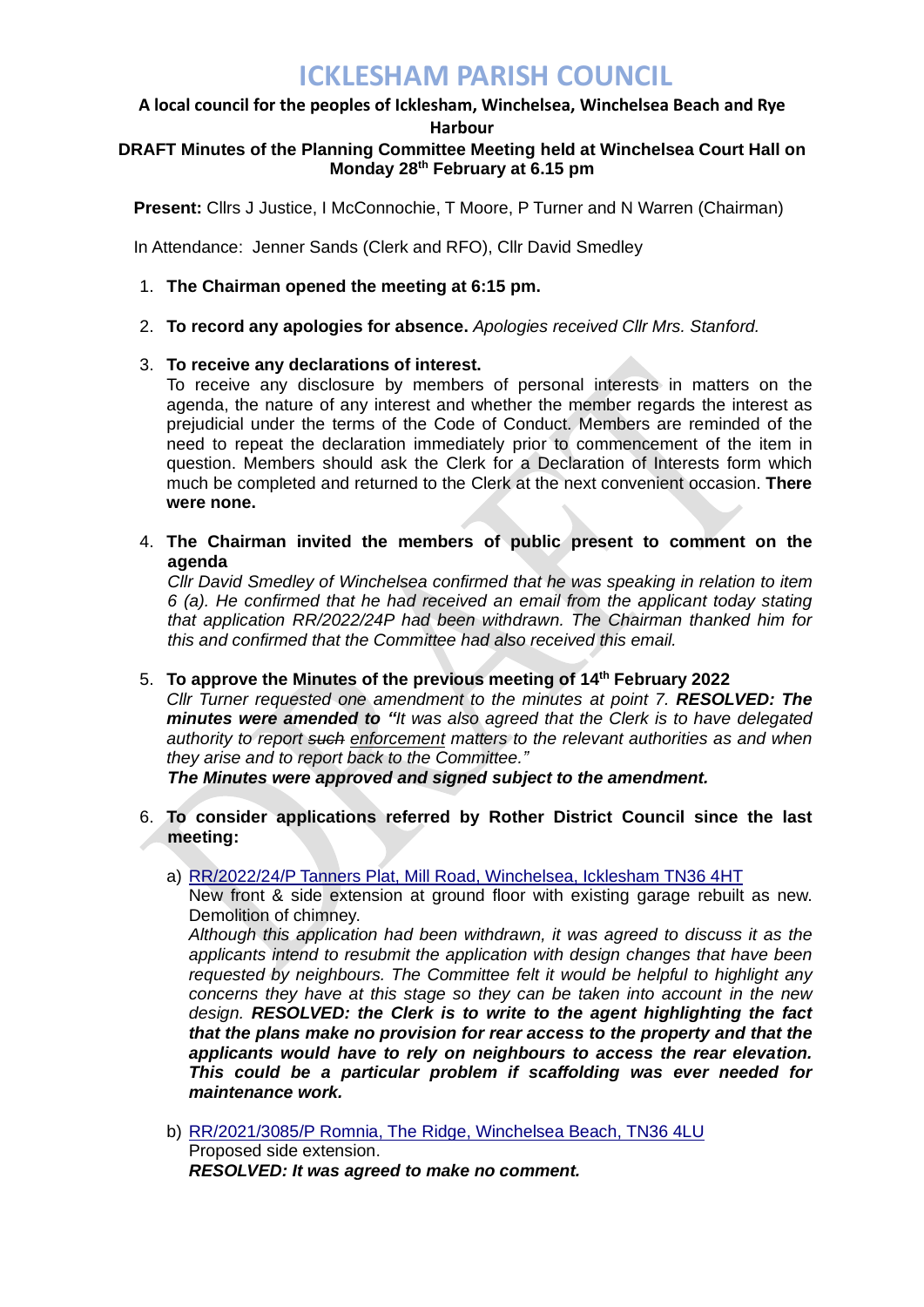# ICKLESHAM PARISH COUNCIL

**A local council for the peoples of Icklesham, Winchelsea, Winchelsea Beach and Rye Harbour**

**DRAFT Minutes of the Planning Committee Meeting held at Winchelsea Court Hall on Monday 28th February at 6.15 pm**

**Present:** Cllrs J Justice, I McConnochie, T Moore, P Turner and N Warren (Chairman)

In Attendance: Jenner Sands (Clerk and RFO), Cllr David Smedley

1. **The Chairman opened the meeting at 6:15 pm.**

2. **To record any apologies for absence.** *Apologies received Cllr Mrs. Stanford.*

3. **To receive any declarations of interest.**
   To receive any disclosure by members of personal interests in matters on the agenda, the nature of any interest and whether the member regards the interest as prejudicial under the terms of the Code of Conduct. Members are reminded of the need to repeat the declaration immediately prior to commencement of the item in question. Members should ask the Clerk for a Declaration of Interests form which much be completed and returned to the Clerk at the next convenient occasion. **There were none.**

4. **The Chairman invited the members of public present to comment on the agenda**
   *Cllr David Smedley of Winchelsea confirmed that he was speaking in relation to item 6 (a). He confirmed that he had received an email from the applicant today stating that application RR/2022/24P had been withdrawn. The Chairman thanked him for this and confirmed that the Committee had also received this email.*

5. **To approve the Minutes of the previous meeting of 14th February 2022**
   *Cllr Turner requested one amendment to the minutes at point 7.* ***RESOLVED: The minutes were amended to "****It was also agreed that the Clerk is to have delegated authority to report ~~such~~ enforcement matters to the relevant authorities as and when they arise and to report back to the Committee."*
   ***The Minutes were approved and signed subject to the amendment.***

6. **To consider applications referred by Rother District Council since the last meeting:**

   a) RR/2022/24/P Tanners Plat, Mill Road, Winchelsea, Icklesham TN36 4HT
   New front & side extension at ground floor with existing garage rebuilt as new. Demolition of chimney.
   *Although this application had been withdrawn, it was agreed to discuss it as the applicants intend to resubmit the application with design changes that have been requested by neighbours. The Committee felt it would be helpful to highlight any concerns they have at this stage so they can be taken into account in the new design.* ***RESOLVED: the Clerk is to write to the agent highlighting the fact that the plans make no provision for rear access to the property and that the applicants would have to rely on neighbours to access the rear elevation. This could be a particular problem if scaffolding was ever needed for maintenance work.***

   b) RR/2021/3085/P Romnia, The Ridge, Winchelsea Beach, TN36 4LU
   Proposed side extension.
   ***RESOLVED: It was agreed to make no comment.***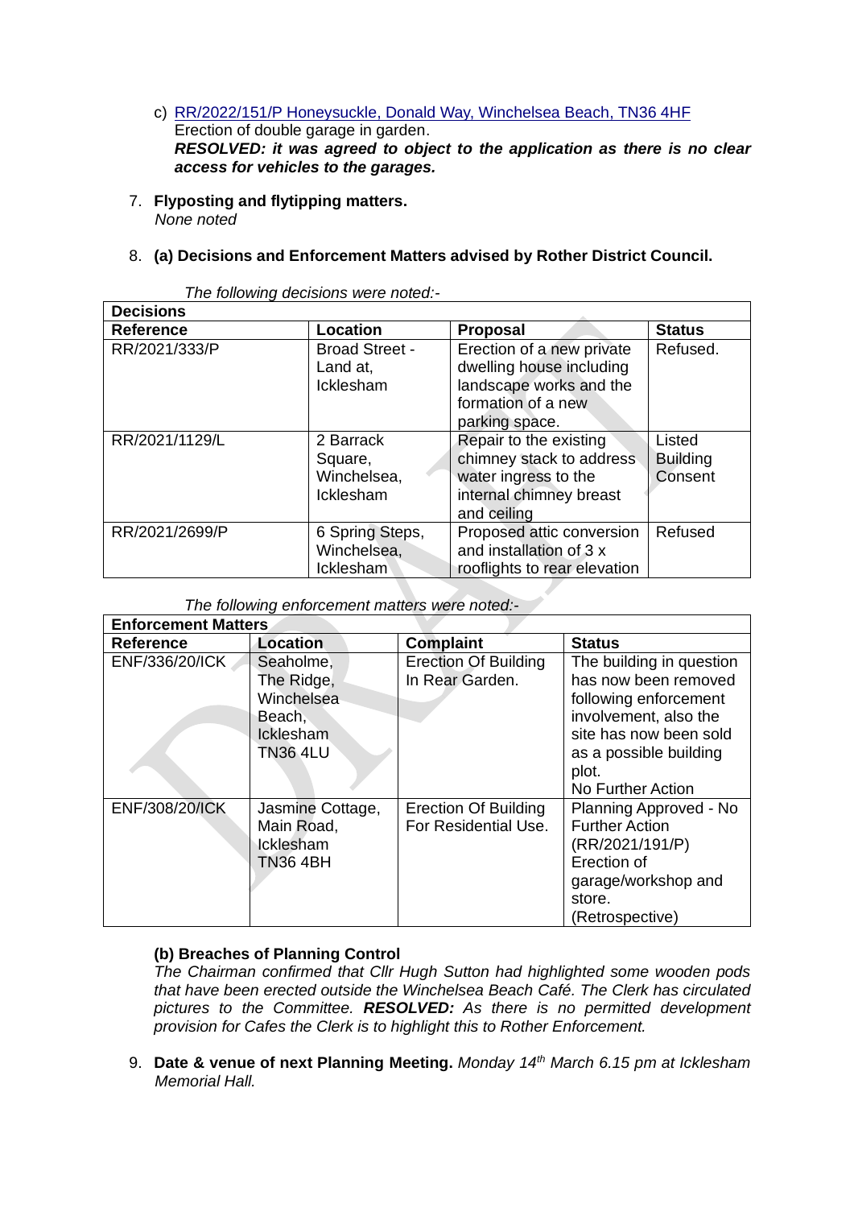c) [RR/2022/151/P Honeysuckle, Donald Way, Winchelsea Beach, TN36 4HF](RR/2022/151/P Honeysuckle, Donald Way, Winchelsea Beach, TN36 4HF)
   Erection of double garage in garden.
   ***RESOLVED: it was agreed to object to the application as there is no clear access for vehicles to the garages.***

7. **Flyposting and flytipping matters.**
   *None noted*

8. **(a) Decisions and Enforcement Matters advised by Rother District Council.**

*The following decisions were noted:-*

| **Decisions** | | | |
|---|---|---|---|
| **Reference** | **Location** | **Proposal** | **Status** |
| RR/2021/333/P | Broad Street - Land at, Icklesham | Erection of a new private dwelling house including landscape works and the formation of a new parking space. | Refused. |
| RR/2021/1129/L | 2 Barrack Square, Winchelsea, Icklesham | Repair to the existing chimney stack to address water ingress to the internal chimney breast and ceiling | Listed Building Consent |
| RR/2021/2699/P | 6 Spring Steps, Winchelsea, Icklesham | Proposed attic conversion and installation of 3 x rooflights to rear elevation | Refused |

*The following enforcement matters were noted:-*

| **Enforcement Matters** | | | |
|---|---|---|---|
| **Reference** | **Location** | **Complaint** | **Status** |
| ENF/336/20/ICK | Seaholme, The Ridge, Winchelsea Beach, Icklesham TN36 4LU | Erection Of Building In Rear Garden. | The building in question has now been removed following enforcement involvement, also the site has now been sold as a possible building plot. No Further Action |
| ENF/308/20/ICK | Jasmine Cottage, Main Road, Icklesham TN36 4BH | Erection Of Building For Residential Use. | Planning Approved - No Further Action (RR/2021/191/P) Erection of garage/workshop and store. (Retrospective) |

**(b) Breaches of Planning Control**
*The Chairman confirmed that Cllr Hugh Sutton had highlighted some wooden pods that have been erected outside the Winchelsea Beach Café. The Clerk has circulated pictures to the Committee.* ***RESOLVED:*** *As there is no permitted development provision for Cafes the Clerk is to highlight this to Rother Enforcement.*

9. **Date & venue of next Planning Meeting.** *Monday 14th March 6.15 pm at Icklesham Memorial Hall.*